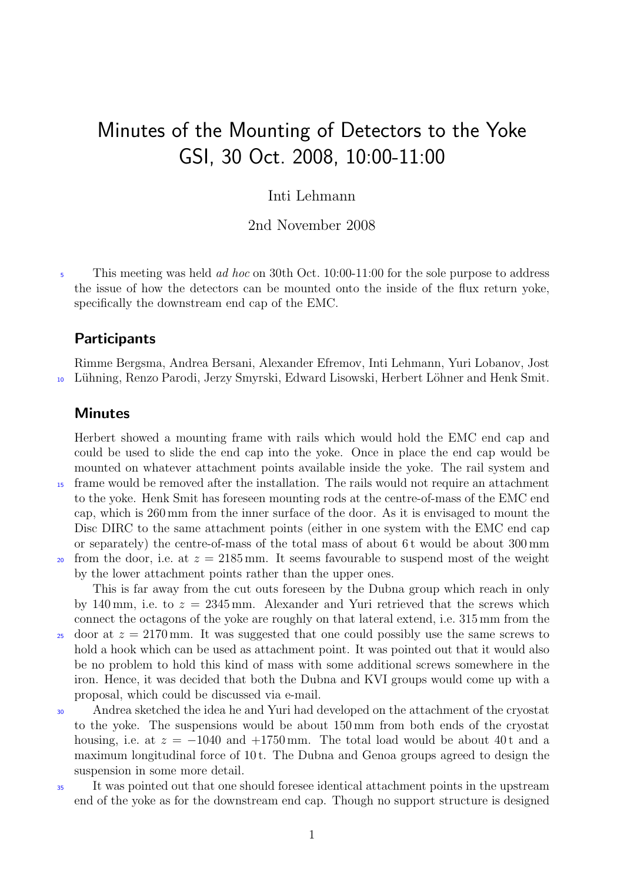# Minutes of the Mounting of Detectors to the Yoke
# GSI, 30 Oct. 2008, 10:00-11:00

Inti Lehmann

2nd November 2008

This meeting was held *ad hoc* on 30th Oct. 10:00-11:00 for the sole purpose to address the issue of how the detectors can be mounted onto the inside of the flux return yoke, specifically the downstream end cap of the EMC.

## Participants

Rimme Bergsma, Andrea Bersani, Alexander Efremov, Inti Lehmann, Yuri Lobanov, Jost Lühning, Renzo Parodi, Jerzy Smyrski, Edward Lisowski, Herbert Löhner and Henk Smit.

## Minutes

Herbert showed a mounting frame with rails which would hold the EMC end cap and could be used to slide the end cap into the yoke. Once in place the end cap would be mounted on whatever attachment points available inside the yoke. The rail system and frame would be removed after the installation. The rails would not require an attachment to the yoke. Henk Smit has foreseen mounting rods at the centre-of-mass of the EMC end cap, which is 260 mm from the inner surface of the door. As it is envisaged to mount the Disc DIRC to the same attachment points (either in one system with the EMC end cap or separately) the centre-of-mass of the total mass of about 6 t would be about 300 mm from the door, i.e. at $z = 2185$ mm. It seems favourable to suspend most of the weight by the lower attachment points rather than the upper ones.

This is far away from the cut outs foreseen by the Dubna group which reach in only by 140 mm, i.e. to $z = 2345$ mm. Alexander and Yuri retrieved that the screws which connect the octagons of the yoke are roughly on that lateral extend, i.e. 315 mm from the door at $z = 2170$ mm. It was suggested that one could possibly use the same screws to hold a hook which can be used as attachment point. It was pointed out that it would also be no problem to hold this kind of mass with some additional screws somewhere in the iron. Hence, it was decided that both the Dubna and KVI groups would come up with a proposal, which could be discussed via e-mail.

Andrea sketched the idea he and Yuri had developed on the attachment of the cryostat to the yoke. The suspensions would be about 150 mm from both ends of the cryostat housing, i.e. at $z = -1040$ and $+1750$ mm. The total load would be about 40 t and a maximum longitudinal force of 10 t. The Dubna and Genoa groups agreed to design the suspension in some more detail.

It was pointed out that one should foresee identical attachment points in the upstream end of the yoke as for the downstream end cap. Though no support structure is designed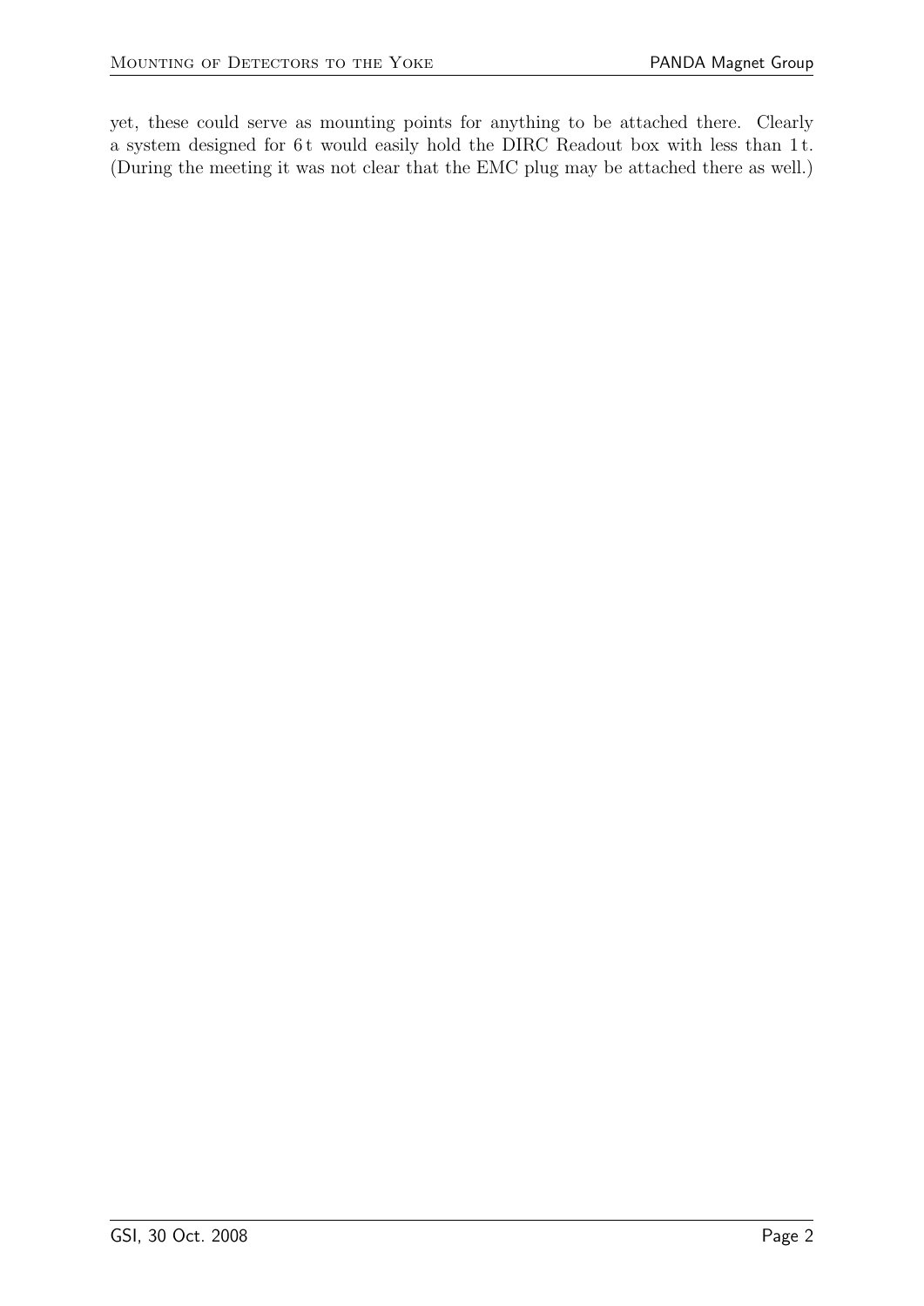yet, these could serve as mounting points for anything to be attached there. Clearly a system designed for 6 t would easily hold the DIRC Readout box with less than 1 t. (During the meeting it was not clear that the EMC plug may be attached there as well.)